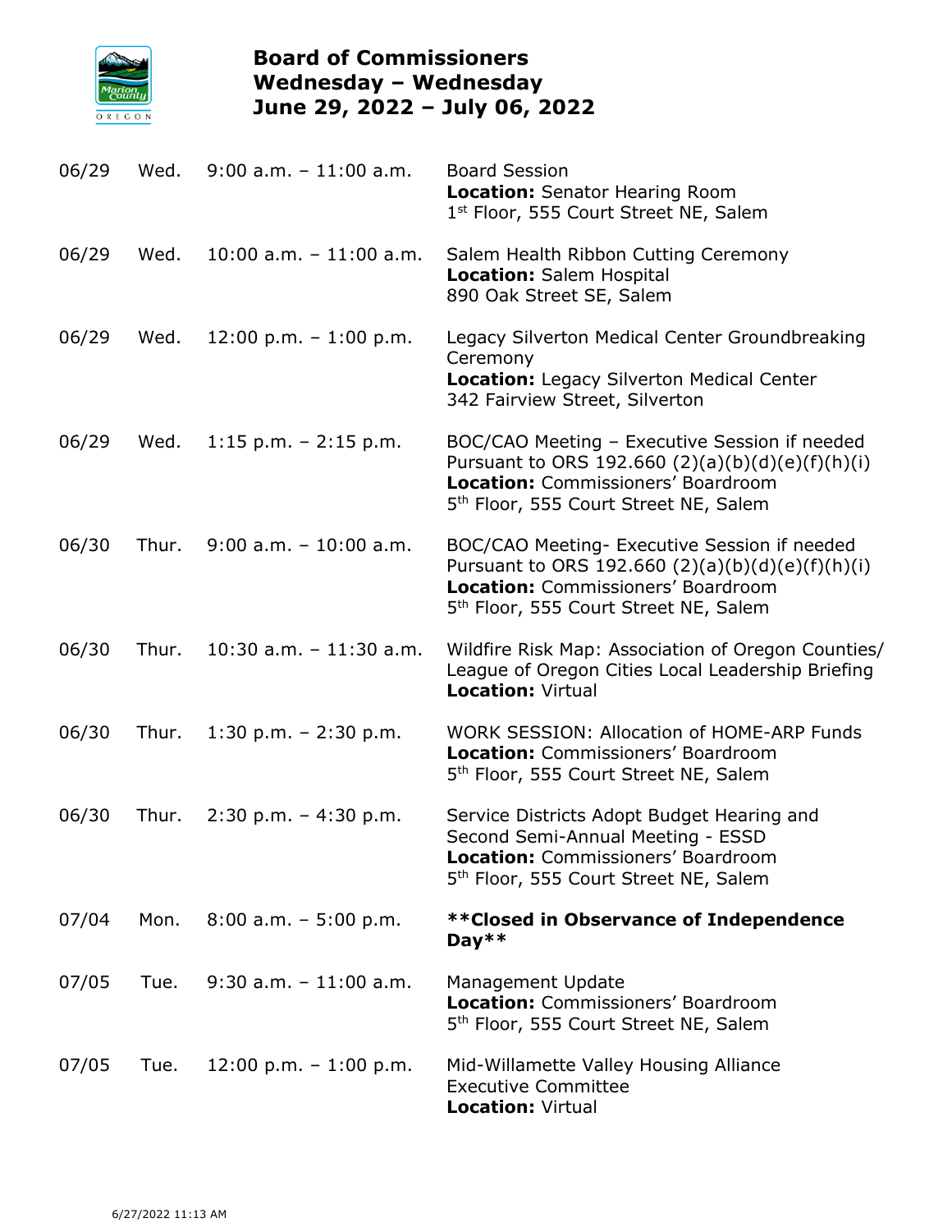# Board of Commissioners
## Wednesday – Wednesday
## June 29, 2022 – July 06, 2022

| Date | Day | Time | Event |
|---|---|---|---|
| 06/29 | Wed. | 9:00 a.m. – 11:00 a.m. | Board Session<br>**Location:** Senator Hearing Room<br>1st Floor, 555 Court Street NE, Salem |
| 06/29 | Wed. | 10:00 a.m. – 11:00 a.m. | Salem Health Ribbon Cutting Ceremony<br>**Location:** Salem Hospital<br>890 Oak Street SE, Salem |
| 06/29 | Wed. | 12:00 p.m. – 1:00 p.m. | Legacy Silverton Medical Center Groundbreaking Ceremony<br>**Location:** Legacy Silverton Medical Center<br>342 Fairview Street, Silverton |
| 06/29 | Wed. | 1:15 p.m. – 2:15 p.m. | BOC/CAO Meeting – Executive Session if needed Pursuant to ORS 192.660 (2)(a)(b)(d)(e)(f)(h)(i)<br>**Location:** Commissioners' Boardroom<br>5th Floor, 555 Court Street NE, Salem |
| 06/30 | Thur. | 9:00 a.m. – 10:00 a.m. | BOC/CAO Meeting- Executive Session if needed Pursuant to ORS 192.660 (2)(a)(b)(d)(e)(f)(h)(i)<br>**Location:** Commissioners' Boardroom<br>5th Floor, 555 Court Street NE, Salem |
| 06/30 | Thur. | 10:30 a.m. – 11:30 a.m. | Wildfire Risk Map: Association of Oregon Counties/ League of Oregon Cities Local Leadership Briefing<br>**Location:** Virtual |
| 06/30 | Thur. | 1:30 p.m. – 2:30 p.m. | WORK SESSION: Allocation of HOME-ARP Funds<br>**Location:** Commissioners' Boardroom<br>5th Floor, 555 Court Street NE, Salem |
| 06/30 | Thur. | 2:30 p.m. – 4:30 p.m. | Service Districts Adopt Budget Hearing and Second Semi-Annual Meeting - ESSD<br>**Location:** Commissioners' Boardroom<br>5th Floor, 555 Court Street NE, Salem |
| 07/04 | Mon. | 8:00 a.m. – 5:00 p.m. | **\*\*Closed in Observance of Independence Day\*\*** |
| 07/05 | Tue. | 9:30 a.m. – 11:00 a.m. | Management Update<br>**Location:** Commissioners' Boardroom<br>5th Floor, 555 Court Street NE, Salem |
| 07/05 | Tue. | 12:00 p.m. – 1:00 p.m. | Mid-Willamette Valley Housing Alliance Executive Committee<br>**Location:** Virtual |

6/27/2022 11:13 AM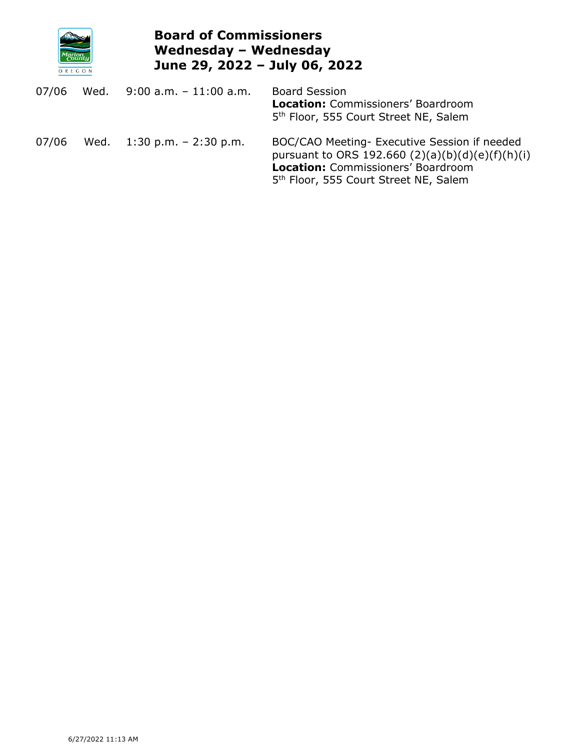**Board of Commissioners**
**Wednesday – Wednesday**
**June 29, 2022 – July 06, 2022**

| | | | |
|---|---|---|---|
| 07/06 | Wed. | 9:00 a.m. – 11:00 a.m. | Board Session<br>**Location:** Commissioners' Boardroom<br>5th Floor, 555 Court Street NE, Salem |
| 07/06 | Wed. | 1:30 p.m. – 2:30 p.m. | BOC/CAO Meeting- Executive Session if needed pursuant to ORS 192.660 (2)(a)(b)(d)(e)(f)(h)(i)<br>**Location:** Commissioners' Boardroom<br>5th Floor, 555 Court Street NE, Salem |

6/27/2022 11:13 AM